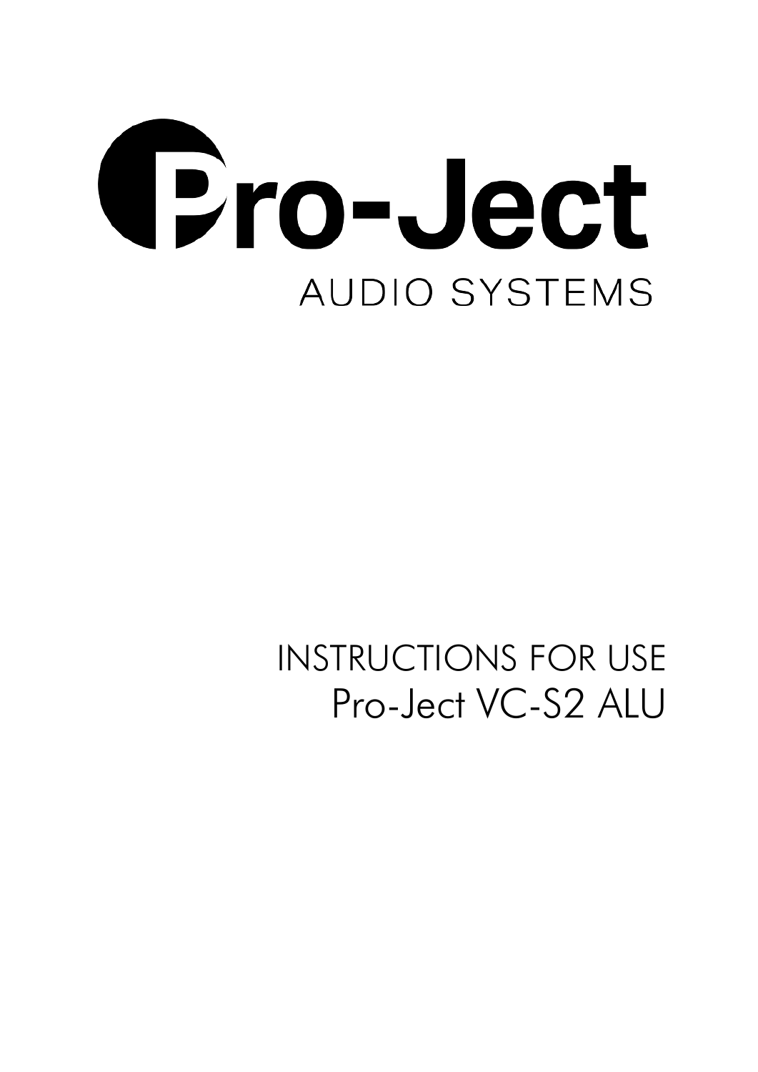# Pro-Ject

AUDIO SYSTEMS

INSTRUCTIONS FOR USE

Pro-Ject VC-S2 ALU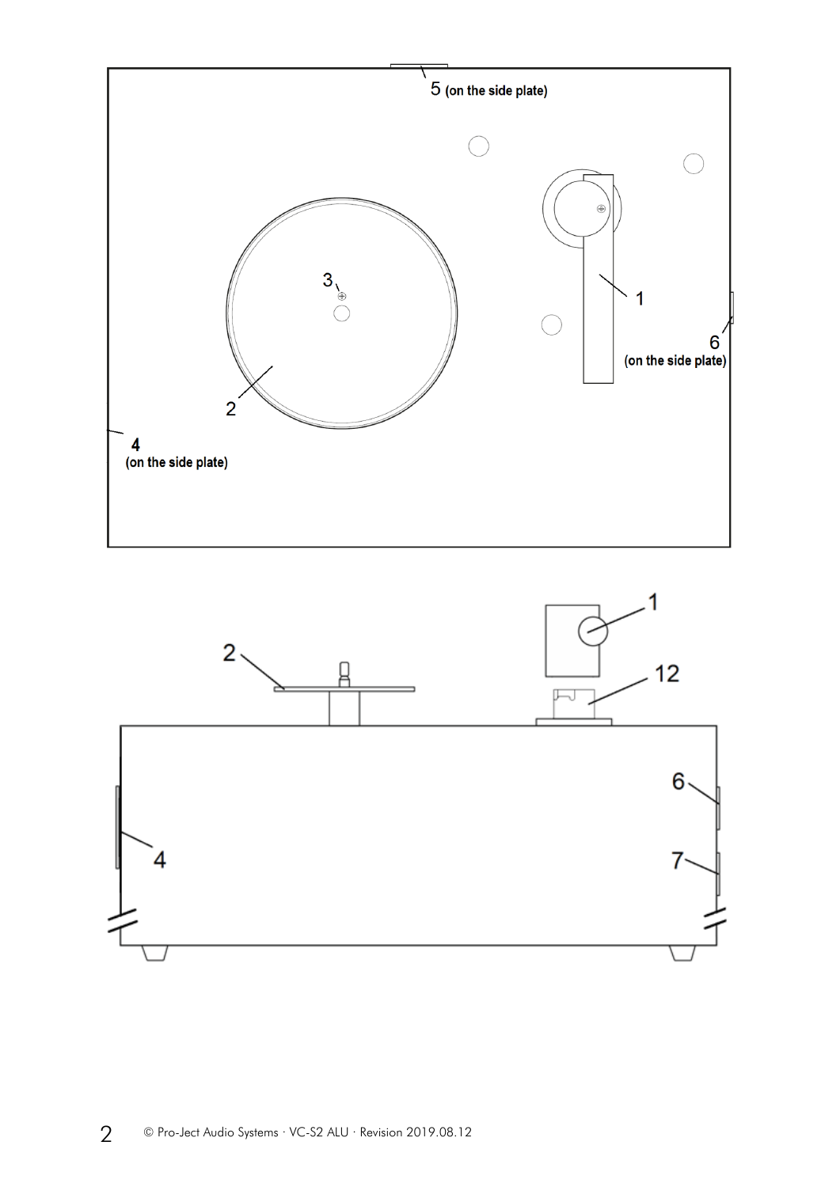5 (on the side plate)

1

3

2

6 (on the side plate)

4 (on the side plate)

1

2

12

6

4

7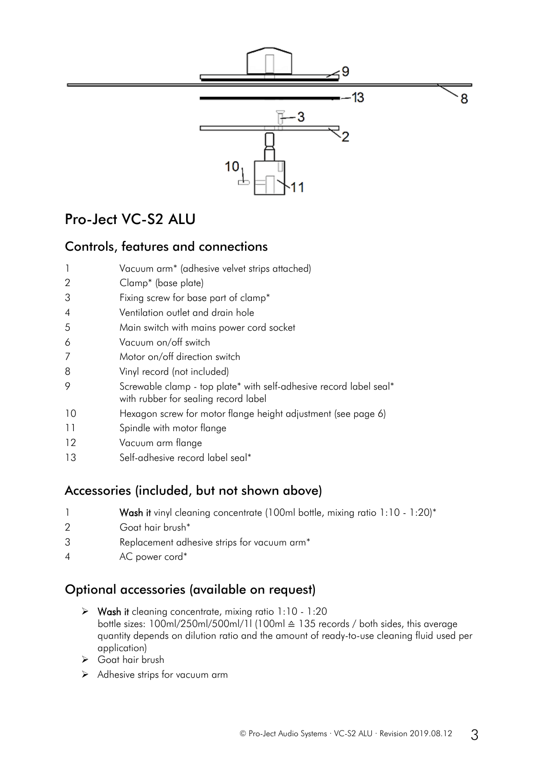# Pro-Ject VC-S2 ALU

## Controls, features and connections

| | |
|---|---|
| 1 | Vacuum arm* (adhesive velvet strips attached) |
| 2 | Clamp* (base plate) |
| 3 | Fixing screw for base part of clamp* |
| 4 | Ventilation outlet and drain hole |
| 5 | Main switch with mains power cord socket |
| 6 | Vacuum on/off switch |
| 7 | Motor on/off direction switch |
| 8 | Vinyl record (not included) |
| 9 | Screwable clamp - top plate* with self-adhesive record label seal* with rubber for sealing record label |
| 10 | Hexagon screw for motor flange height adjustment (see page 6) |
| 11 | Spindle with motor flange |
| 12 | Vacuum arm flange |
| 13 | Self-adhesive record label seal* |

## Accessories (included, but not shown above)

| | |
|---|---|
| 1 | **Wash it** vinyl cleaning concentrate (100ml bottle, mixing ratio 1:10 - 1:20)* |
| 2 | Goat hair brush* |
| 3 | Replacement adhesive strips for vacuum arm* |
| 4 | AC power cord* |

## Optional accessories (available on request)

- **Wash it** cleaning concentrate, mixing ratio 1:10 - 1:20
  bottle sizes: 100ml/250ml/500ml/1l (100ml ≙ 135 records / both sides, this average quantity depends on dilution ratio and the amount of ready-to-use cleaning fluid used per application)
- Goat hair brush
- Adhesive strips for vacuum arm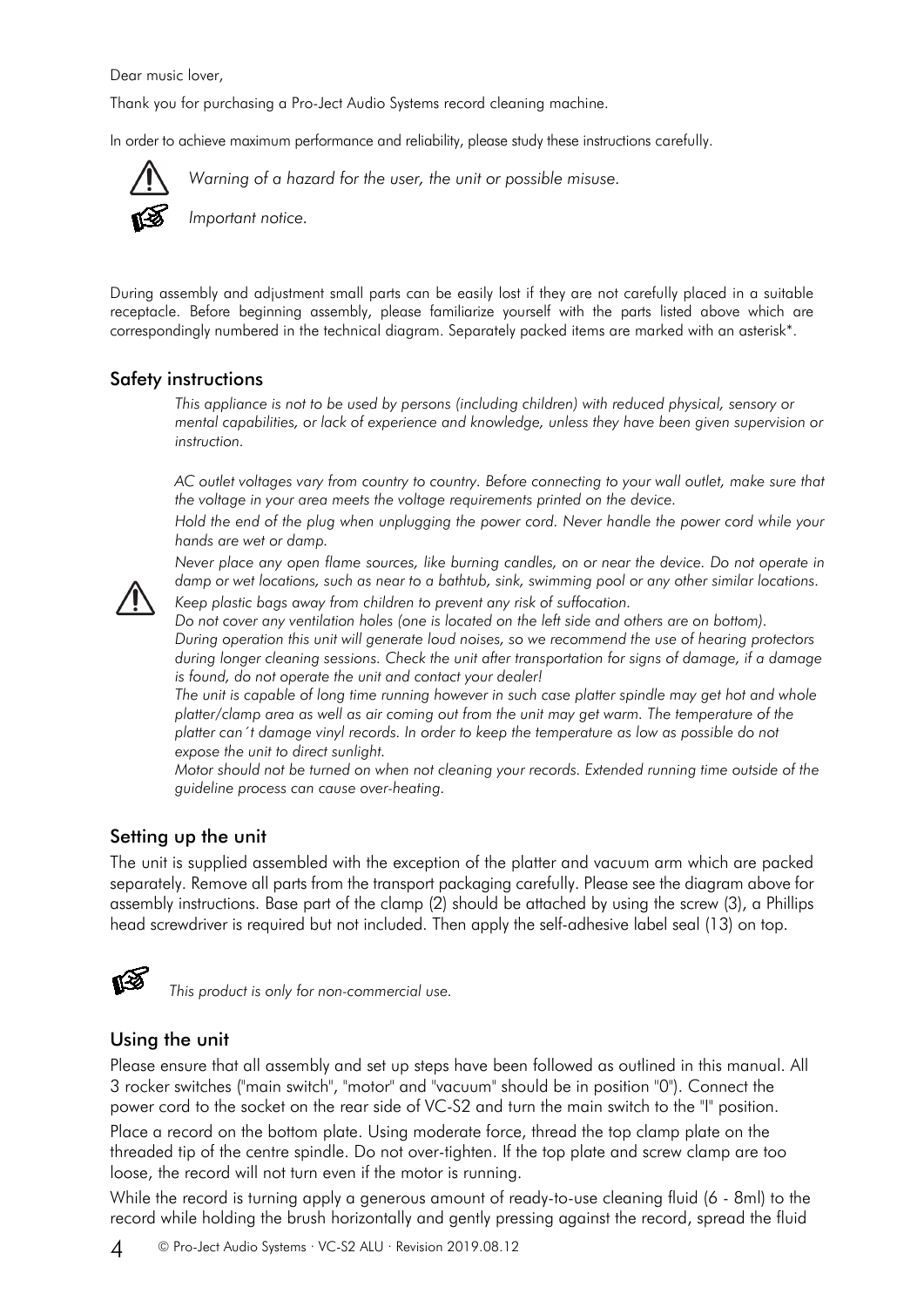Dear music lover,

Thank you for purchasing a Pro-Ject Audio Systems record cleaning machine.

In order to achieve maximum performance and reliability, please study these instructions carefully.

⚠ *Warning of a hazard for the user, the unit or possible misuse.*

☞ *Important notice.*

During assembly and adjustment small parts can be easily lost if they are not carefully placed in a suitable receptacle. Before beginning assembly, please familiarize yourself with the parts listed above which are correspondingly numbered in the technical diagram. Separately packed items are marked with an asterisk*.

## Safety instructions

*This appliance is not to be used by persons (including children) with reduced physical, sensory or mental capabilities, or lack of experience and knowledge, unless they have been given supervision or instruction.*

*AC outlet voltages vary from country to country. Before connecting to your wall outlet, make sure that the voltage in your area meets the voltage requirements printed on the device.*

*Hold the end of the plug when unplugging the power cord. Never handle the power cord while your hands are wet or damp.*

*Never place any open flame sources, like burning candles, on or near the device. Do not operate in damp or wet locations, such as near to a bathtub, sink, swimming pool or any other similar locations.*

*Keep plastic bags away from children to prevent any risk of suffocation.*

*Do not cover any ventilation holes (one is located on the left side and others are on bottom).*

*During operation this unit will generate loud noises, so we recommend the use of hearing protectors during longer cleaning sessions. Check the unit after transportation for signs of damage, if a damage is found, do not operate the unit and contact your dealer!*

*The unit is capable of long time running however in such case platter spindle may get hot and whole platter/clamp area as well as air coming out from the unit may get warm. The temperature of the platter can´t damage vinyl records. In order to keep the temperature as low as possible do not expose the unit to direct sunlight.*

*Motor should not be turned on when not cleaning your records. Extended running time outside of the guideline process can cause over-heating.*

## Setting up the unit

The unit is supplied assembled with the exception of the platter and vacuum arm which are packed separately. Remove all parts from the transport packaging carefully. Please see the diagram above for assembly instructions. Base part of the clamp (2) should be attached by using the screw (3), a Phillips head screwdriver is required but not included. Then apply the self-adhesive label seal (13) on top.

☞ *This product is only for non-commercial use.*

## Using the unit

Please ensure that all assembly and set up steps have been followed as outlined in this manual. All 3 rocker switches ("main switch", "motor" and "vacuum" should be in position "0"). Connect the power cord to the socket on the rear side of VC-S2 and turn the main switch to the "I" position.

Place a record on the bottom plate. Using moderate force, thread the top clamp plate on the threaded tip of the centre spindle. Do not over-tighten. If the top plate and screw clamp are too loose, the record will not turn even if the motor is running.

While the record is turning apply a generous amount of ready-to-use cleaning fluid (6 - 8ml) to the record while holding the brush horizontally and gently pressing against the record, spread the fluid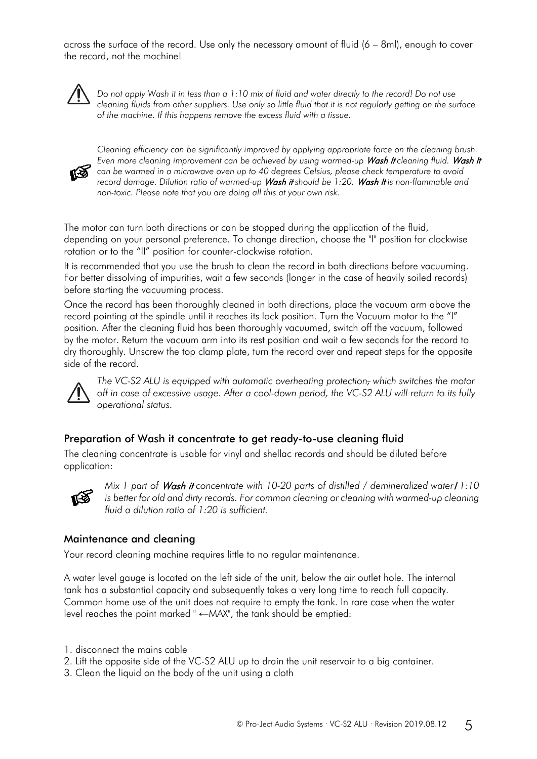across the surface of the record. Use only the necessary amount of fluid (6 – 8ml), enough to cover the record, not the machine!

⚠ *Do not apply Wash it in less than a 1:10 mix of fluid and water directly to the record! Do not use cleaning fluids from other suppliers. Use only so little fluid that it is not regularly getting on the surface of the machine. If this happens remove the excess fluid with a tissue.*

*Cleaning efficiency can be significantly improved by applying appropriate force on the cleaning brush. Even more cleaning improvement can be achieved by using warmed-up **Wash It** cleaning fluid. **Wash It** can be warmed in a microwave oven up to 40 degrees Celsius, please check temperature to avoid record damage. Dilution ratio of warmed-up **Wash it** should be 1:20. **Wash It** is non-flammable and non-toxic. Please note that you are doing all this at your own risk.*

The motor can turn both directions or can be stopped during the application of the fluid, depending on your personal preference. To change direction, choose the "I" position for clockwise rotation or to the "II" position for counter-clockwise rotation.

It is recommended that you use the brush to clean the record in both directions before vacuuming. For better dissolving of impurities, wait a few seconds (longer in the case of heavily soiled records) before starting the vacuuming process.

Once the record has been thoroughly cleaned in both directions, place the vacuum arm above the record pointing at the spindle until it reaches its lock position. Turn the Vacuum motor to the "I" position. After the cleaning fluid has been thoroughly vacuumed, switch off the vacuum, followed by the motor. Return the vacuum arm into its rest position and wait a few seconds for the record to dry thoroughly. Unscrew the top clamp plate, turn the record over and repeat steps for the opposite side of the record.

⚠ *The VC-S2 ALU is equipped with automatic overheating protection, which switches the motor off in case of excessive usage. After a cool-down period, the VC-S2 ALU will return to its fully operational status.*

## Preparation of Wash it concentrate to get ready-to-use cleaning fluid

The cleaning concentrate is usable for vinyl and shellac records and should be diluted before application:

*Mix 1 part of **Wash it** concentrate with 10-20 parts of distilled / demineralized water! 1:10 is better for old and dirty records. For common cleaning or cleaning with warmed-up cleaning fluid a dilution ratio of 1:20 is sufficient.*

## Maintenance and cleaning

Your record cleaning machine requires little to no regular maintenance.

A water level gauge is located on the left side of the unit, below the air outlet hole. The internal tank has a substantial capacity and subsequently takes a very long time to reach full capacity. Common home use of the unit does not require to empty the tank. In rare case when the water level reaches the point marked " ←MAX", the tank should be emptied:

1. disconnect the mains cable
2. Lift the opposite side of the VC-S2 ALU up to drain the unit reservoir to a big container.
3. Clean the liquid on the body of the unit using a cloth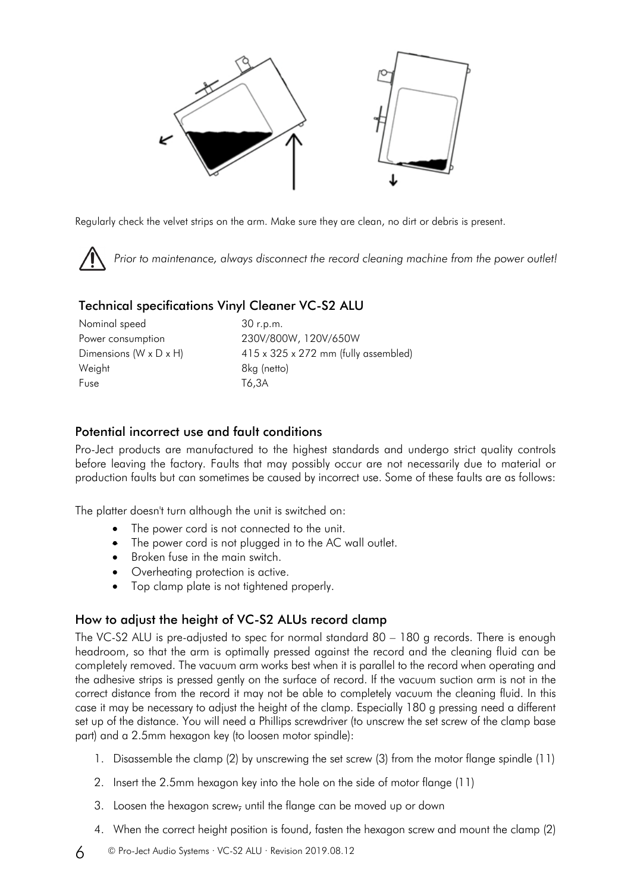Regularly check the velvet strips on the arm. Make sure they are clean, no dirt or debris is present.

⚠ *Prior to maintenance, always disconnect the record cleaning machine from the power outlet!*

## Technical specifications Vinyl Cleaner VC-S2 ALU

| | |
|---|---|
| Nominal speed | 30 r.p.m. |
| Power consumption | 230V/800W, 120V/650W |
| Dimensions (W x D x H) | 415 x 325 x 272 mm (fully assembled) |
| Weight | 8kg (netto) |
| Fuse | T6,3A |

## Potential incorrect use and fault conditions

Pro-Ject products are manufactured to the highest standards and undergo strict quality controls before leaving the factory. Faults that may possibly occur are not necessarily due to material or production faults but can sometimes be caused by incorrect use. Some of these faults are as follows:

The platter doesn't turn although the unit is switched on:

- The power cord is not connected to the unit.
- The power cord is not plugged in to the AC wall outlet.
- Broken fuse in the main switch.
- Overheating protection is active.
- Top clamp plate is not tightened properly.

## How to adjust the height of VC-S2 ALUs record clamp

The VC-S2 ALU is pre-adjusted to spec for normal standard 80 – 180 g records. There is enough headroom, so that the arm is optimally pressed against the record and the cleaning fluid can be completely removed. The vacuum arm works best when it is parallel to the record when operating and the adhesive strips is pressed gently on the surface of record. If the vacuum suction arm is not in the correct distance from the record it may not be able to completely vacuum the cleaning fluid. In this case it may be necessary to adjust the height of the clamp. Especially 180 g pressing need a different set up of the distance. You will need a Phillips screwdriver (to unscrew the set screw of the clamp base part) and a 2.5mm hexagon key (to loosen motor spindle):

1. Disassemble the clamp (2) by unscrewing the set screw (3) from the motor flange spindle (11)
2. Insert the 2.5mm hexagon key into the hole on the side of motor flange (11)
3. Loosen the hexagon screw, until the flange can be moved up or down
4. When the correct height position is found, fasten the hexagon screw and mount the clamp (2)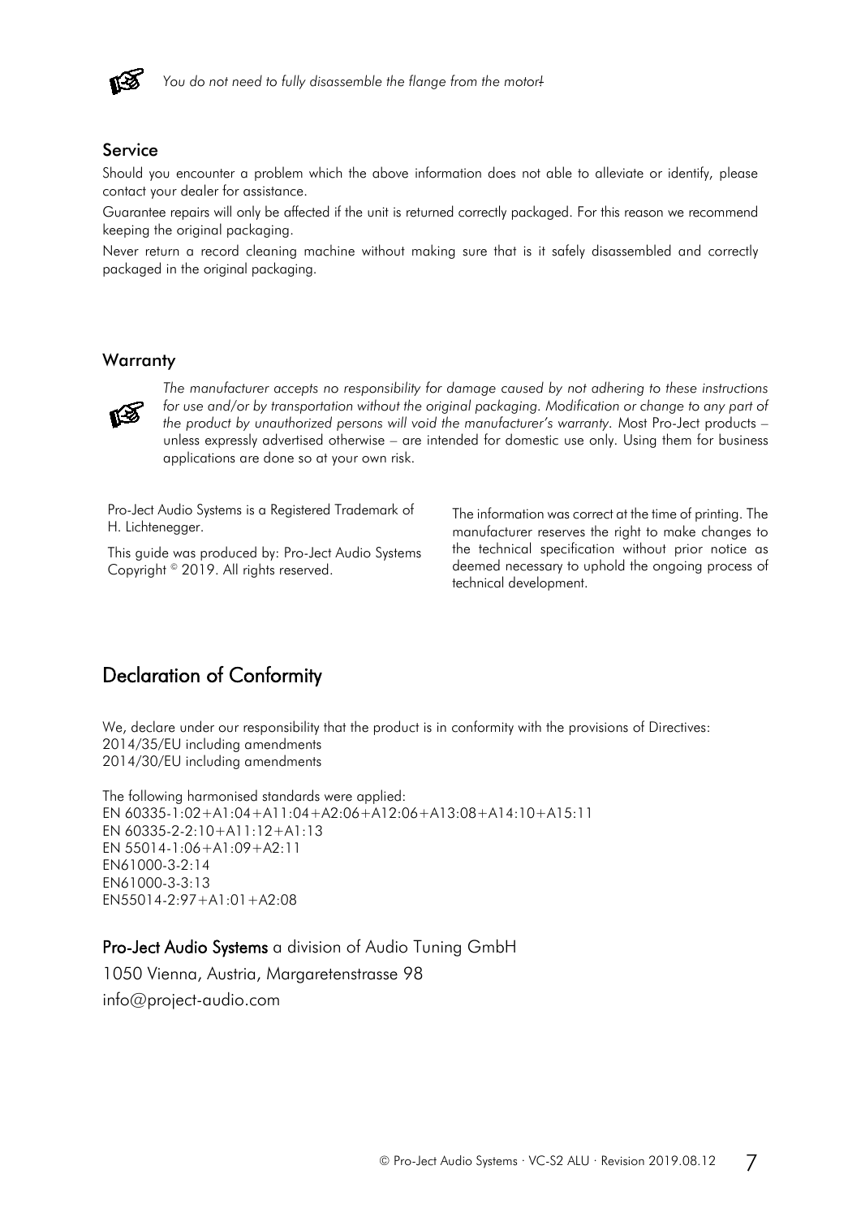*You do not need to fully disassemble the flange from the motor!*

## Service

Should you encounter a problem which the above information does not able to alleviate or identify, please contact your dealer for assistance.

Guarantee repairs will only be affected if the unit is returned correctly packaged. For this reason we recommend keeping the original packaging.

Never return a record cleaning machine without making sure that is it safely disassembled and correctly packaged in the original packaging.

## Warranty

*The manufacturer accepts no responsibility for damage caused by not adhering to these instructions for use and/or by transportation without the original packaging. Modification or change to any part of the product by unauthorized persons will void the manufacturer's warranty.* Most Pro-Ject products – unless expressly advertised otherwise – are intended for domestic use only. Using them for business applications are done so at your own risk.

Pro-Ject Audio Systems is a Registered Trademark of H. Lichtenegger.

This guide was produced by: Pro-Ject Audio Systems Copyright © 2019. All rights reserved.

The information was correct at the time of printing. The manufacturer reserves the right to make changes to the technical specification without prior notice as deemed necessary to uphold the ongoing process of technical development.

# Declaration of Conformity

We, declare under our responsibility that the product is in conformity with the provisions of Directives:
2014/35/EU including amendments
2014/30/EU including amendments

The following harmonised standards were applied:
EN 60335-1:02+A1:04+A11:04+A2:06+A12:06+A13:08+A14:10+A15:11
EN 60335-2-2:10+A11:12+A1:13
EN 55014-1:06+A1:09+A2:11
EN61000-3-2:14
EN61000-3-3:13
EN55014-2:97+A1:01+A2:08

**Pro-Ject Audio Systems** a division of Audio Tuning GmbH

1050 Vienna, Austria, Margaretenstrasse 98

info@project-audio.com